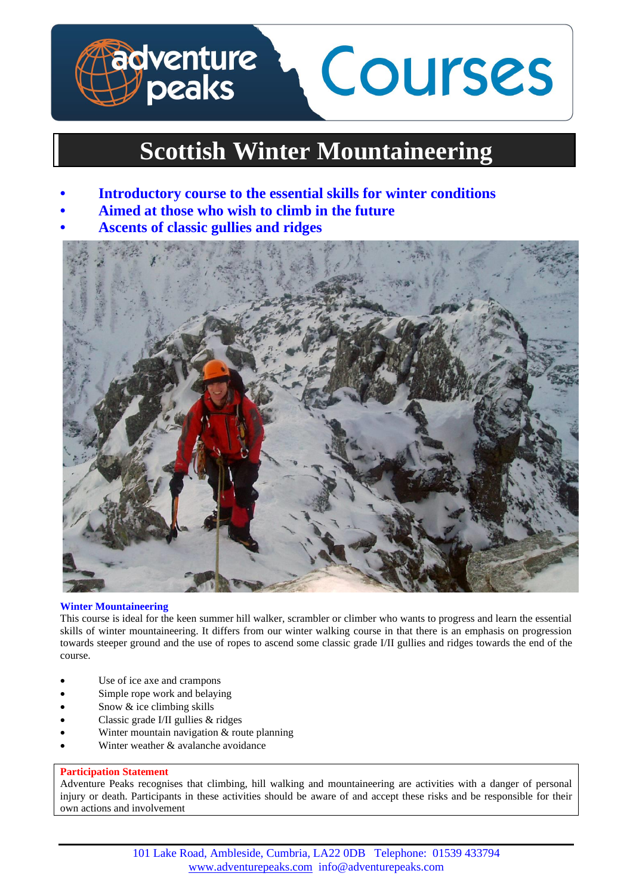# adventure peaks Courses

## Scottish Winter Mountaineering

- **Introductory course to the essential skills for winter conditions**
- **Aimed at those who wish to climb in the future**
- **Ascents of classic gullies and ridges**

### Winter Mountaineering

This course is ideal for the keen summer hill walker, scrambler or climber who wants to progress and learn the essential skills of winter mountaineering. It differs from our winter walking course in that there is an emphasis on progression towards steeper ground and the use of ropes to ascend some classic grade I/II gullies and ridges towards the end of the course.

- Use of ice axe and crampons
- Simple rope work and belaying
- Snow & ice climbing skills
- Classic grade I/II gullies & ridges
- Winter mountain navigation & route planning
- Winter weather & avalanche avoidance

**Participation Statement**

Adventure Peaks recognises that climbing, hill walking and mountaineering are activities with a danger of personal injury or death. Participants in these activities should be aware of and accept these risks and be responsible for their own actions and involvement

101 Lake Road, Ambleside, Cumbria, LA22 0DB Telephone: 01539 433794
www.adventurepeaks.com info@adventurepeaks.com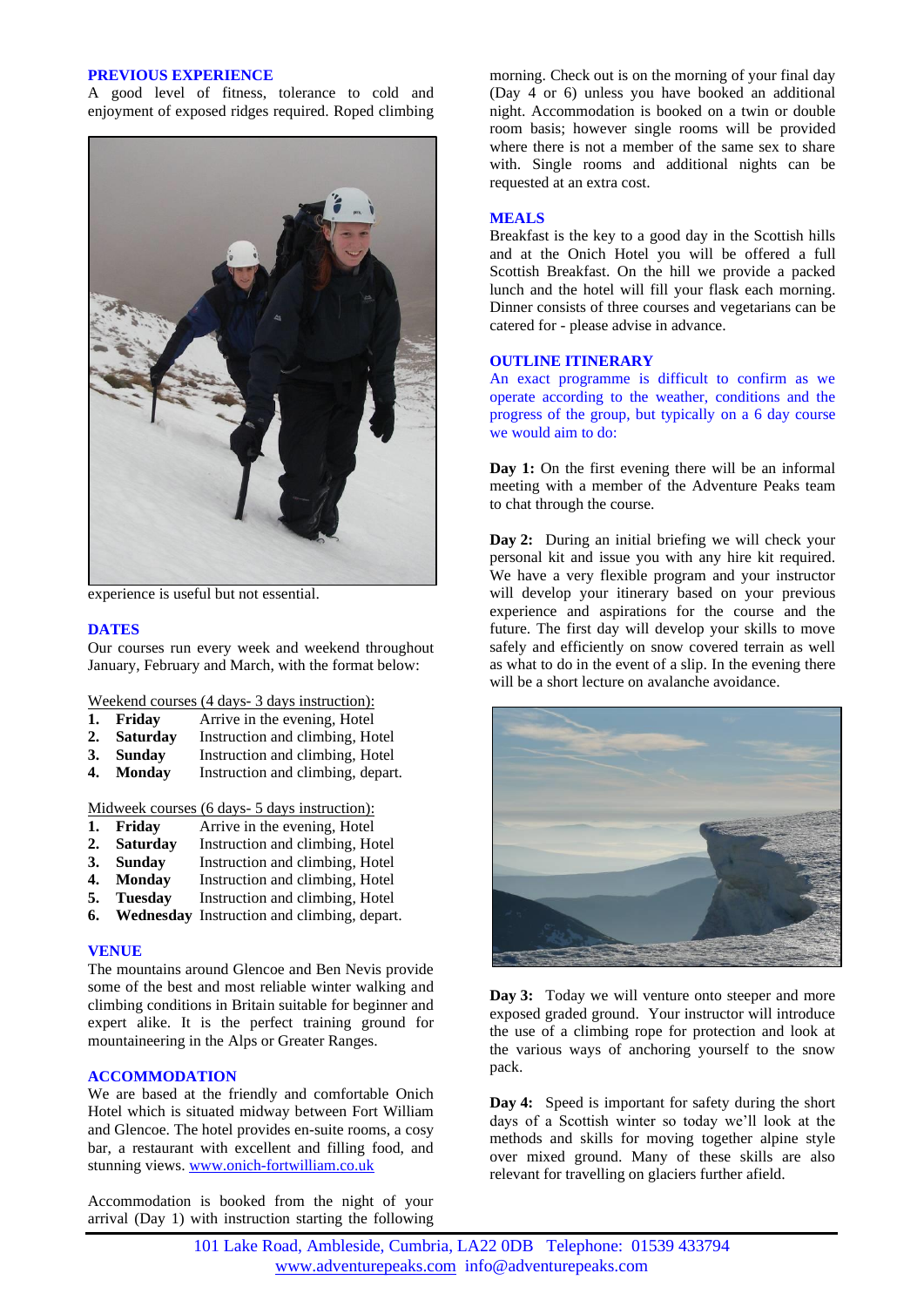## PREVIOUS EXPERIENCE

A good level of fitness, tolerance to cold and enjoyment of exposed ridges required. Roped climbing experience is useful but not essential.

## DATES

Our courses run every week and weekend throughout January, February and March, with the format below:

Weekend courses (4 days- 3 days instruction):

1. **Friday** Arrive in the evening, Hotel
2. **Saturday** Instruction and climbing, Hotel
3. **Sunday** Instruction and climbing, Hotel
4. **Monday** Instruction and climbing, depart.

Midweek courses (6 days- 5 days instruction):

1. **Friday** Arrive in the evening, Hotel
2. **Saturday** Instruction and climbing, Hotel
3. **Sunday** Instruction and climbing, Hotel
4. **Monday** Instruction and climbing, Hotel
5. **Tuesday** Instruction and climbing, Hotel
6. **Wednesday** Instruction and climbing, depart.

## VENUE

The mountains around Glencoe and Ben Nevis provide some of the best and most reliable winter walking and climbing conditions in Britain suitable for beginner and expert alike. It is the perfect training ground for mountaineering in the Alps or Greater Ranges.

## ACCOMMODATION

We are based at the friendly and comfortable Onich Hotel which is situated midway between Fort William and Glencoe. The hotel provides en-suite rooms, a cosy bar, a restaurant with excellent and filling food, and stunning views. www.onich-fortwilliam.co.uk

Accommodation is booked from the night of your arrival (Day 1) with instruction starting the following morning. Check out is on the morning of your final day (Day 4 or 6) unless you have booked an additional night. Accommodation is booked on a twin or double room basis; however single rooms will be provided where there is not a member of the same sex to share with. Single rooms and additional nights can be requested at an extra cost.

## MEALS

Breakfast is the key to a good day in the Scottish hills and at the Onich Hotel you will be offered a full Scottish Breakfast. On the hill we provide a packed lunch and the hotel will fill your flask each morning. Dinner consists of three courses and vegetarians can be catered for - please advise in advance.

## OUTLINE ITINERARY

An exact programme is difficult to confirm as we operate according to the weather, conditions and the progress of the group, but typically on a 6 day course we would aim to do:

**Day 1:** On the first evening there will be an informal meeting with a member of the Adventure Peaks team to chat through the course.

**Day 2:** During an initial briefing we will check your personal kit and issue you with any hire kit required. We have a very flexible program and your instructor will develop your itinerary based on your previous experience and aspirations for the course and the future. The first day will develop your skills to move safely and efficiently on snow covered terrain as well as what to do in the event of a slip. In the evening there will be a short lecture on avalanche avoidance.

**Day 3:** Today we will venture onto steeper and more exposed graded ground. Your instructor will introduce the use of a climbing rope for protection and look at the various ways of anchoring yourself to the snow pack.

**Day 4:** Speed is important for safety during the short days of a Scottish winter so today we'll look at the methods and skills for moving together alpine style over mixed ground. Many of these skills are also relevant for travelling on glaciers further afield.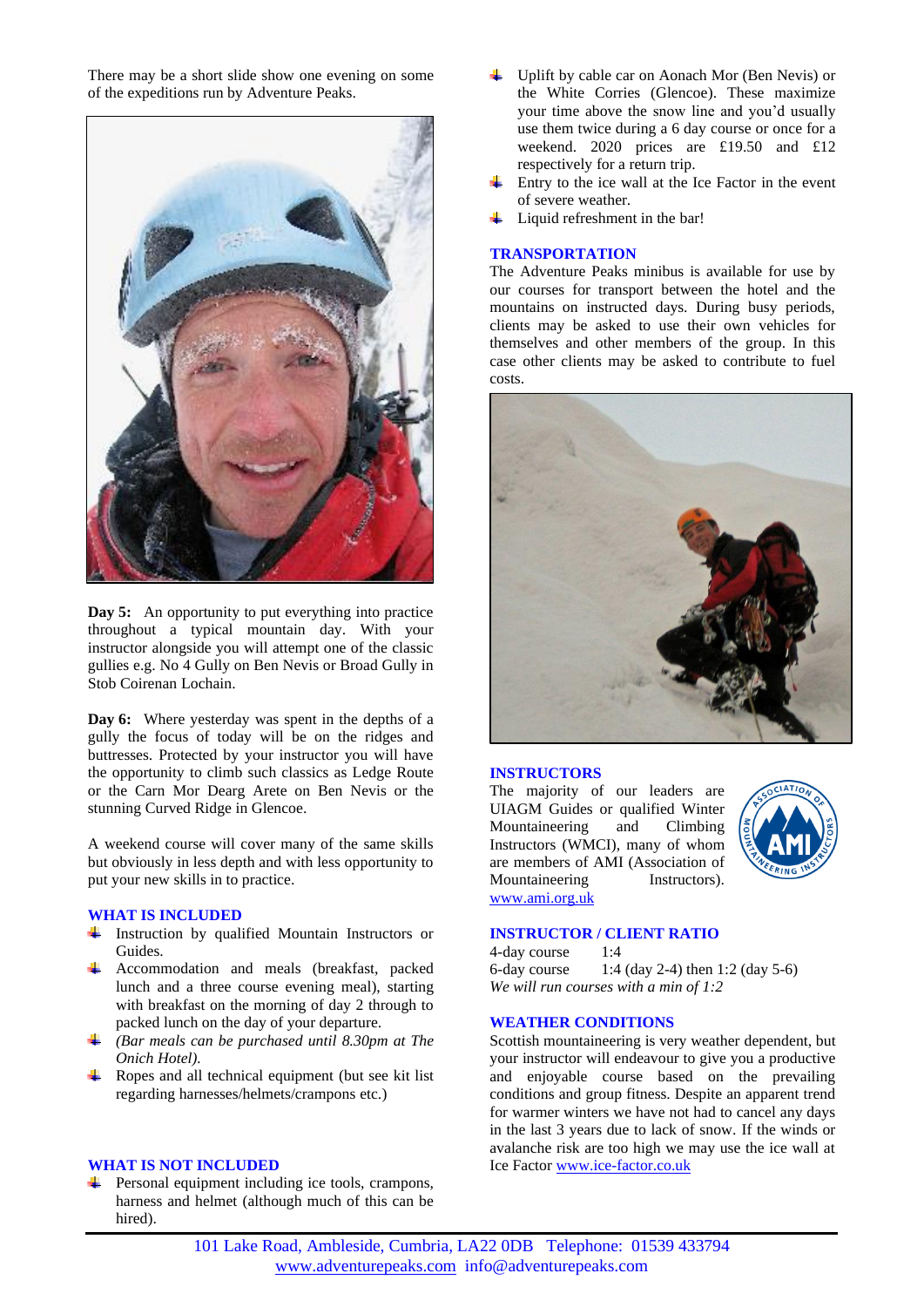There may be a short slide show one evening on some of the expeditions run by Adventure Peaks.

**Day 5:** An opportunity to put everything into practice throughout a typical mountain day. With your instructor alongside you will attempt one of the classic gullies e.g. No 4 Gully on Ben Nevis or Broad Gully in Stob Coirenan Lochain.

**Day 6:** Where yesterday was spent in the depths of a gully the focus of today will be on the ridges and buttresses. Protected by your instructor you will have the opportunity to climb such classics as Ledge Route or the Carn Mor Dearg Arete on Ben Nevis or the stunning Curved Ridge in Glencoe.

A weekend course will cover many of the same skills but obviously in less depth and with less opportunity to put your new skills in to practice.

## WHAT IS INCLUDED

- Instruction by qualified Mountain Instructors or Guides.
- Accommodation and meals (breakfast, packed lunch and a three course evening meal), starting with breakfast on the morning of day 2 through to packed lunch on the day of your departure.
- *(Bar meals can be purchased until 8.30pm at The Onich Hotel).*
- Ropes and all technical equipment (but see kit list regarding harnesses/helmets/crampons etc.)

## WHAT IS NOT INCLUDED

- Personal equipment including ice tools, crampons, harness and helmet (although much of this can be hired).
- Uplift by cable car on Aonach Mor (Ben Nevis) or the White Corries (Glencoe). These maximize your time above the snow line and you'd usually use them twice during a 6 day course or once for a weekend. 2020 prices are £19.50 and £12 respectively for a return trip.
- Entry to the ice wall at the Ice Factor in the event of severe weather.
- Liquid refreshment in the bar!

## TRANSPORTATION

The Adventure Peaks minibus is available for use by our courses for transport between the hotel and the mountains on instructed days. During busy periods, clients may be asked to use their own vehicles for themselves and other members of the group. In this case other clients may be asked to contribute to fuel costs.

## INSTRUCTORS

The majority of our leaders are UIAGM Guides or qualified Winter Mountaineering and Climbing Instructors (WMCI), many of whom are members of AMI (Association of Mountaineering Instructors). www.ami.org.uk

## INSTRUCTOR / CLIENT RATIO

| | |
|---|---|
| 4-day course | 1:4 |
| 6-day course | 1:4 (day 2-4) then 1:2 (day 5-6) |

*We will run courses with a min of 1:2*

## WEATHER CONDITIONS

Scottish mountaineering is very weather dependent, but your instructor will endeavour to give you a productive and enjoyable course based on the prevailing conditions and group fitness. Despite an apparent trend for warmer winters we have not had to cancel any days in the last 3 years due to lack of snow. If the winds or avalanche risk are too high we may use the ice wall at Ice Factor www.ice-factor.co.uk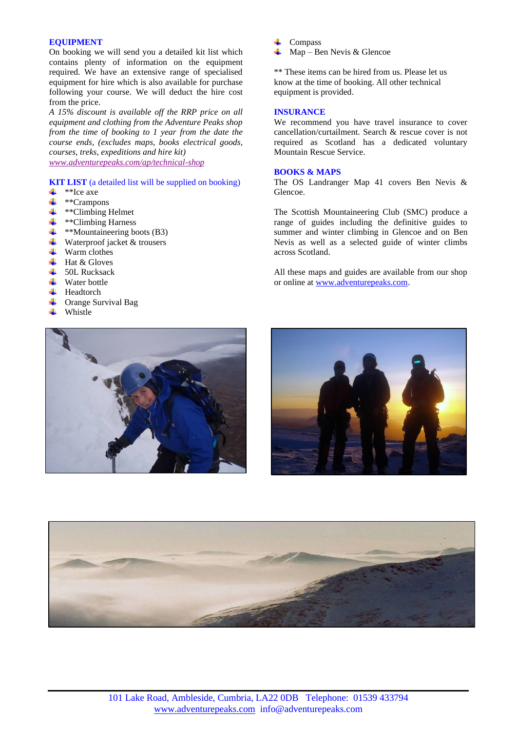## EQUIPMENT

On booking we will send you a detailed kit list which contains plenty of information on the equipment required. We have an extensive range of specialised equipment for hire which is also available for purchase following your course. We will deduct the hire cost from the price.

*A 15% discount is available off the RRP price on all equipment and clothing from the Adventure Peaks shop from the time of booking to 1 year from the date the course ends, (excludes maps, books electrical goods, courses, treks, expeditions and hire kit)*
*www.adventurepeaks.com/ap/technical-shop*

## KIT LIST (a detailed list will be supplied on booking)

- **Ice axe
- **Crampons
- **Climbing Helmet
- **Climbing Harness
- **Mountaineering boots (B3)
- Waterproof jacket & trousers
- Warm clothes
- Hat & Gloves
- 50L Rucksack
- Water bottle
- Headtorch
- Orange Survival Bag
- Whistle
- Compass
- Map – Ben Nevis & Glencoe

** These items can be hired from us. Please let us know at the time of booking. All other technical equipment is provided.

## INSURANCE

We recommend you have travel insurance to cover cancellation/curtailment. Search & rescue cover is not required as Scotland has a dedicated voluntary Mountain Rescue Service.

## BOOKS & MAPS

The OS Landranger Map 41 covers Ben Nevis & Glencoe.

The Scottish Mountaineering Club (SMC) produce a range of guides including the definitive guides to summer and winter climbing in Glencoe and on Ben Nevis as well as a selected guide of winter climbs across Scotland.

All these maps and guides are available from our shop or online at www.adventurepeaks.com.

101 Lake Road, Ambleside, Cumbria, LA22 0DB Telephone: 01539 433794
www.adventurepeaks.com info@adventurepeaks.com